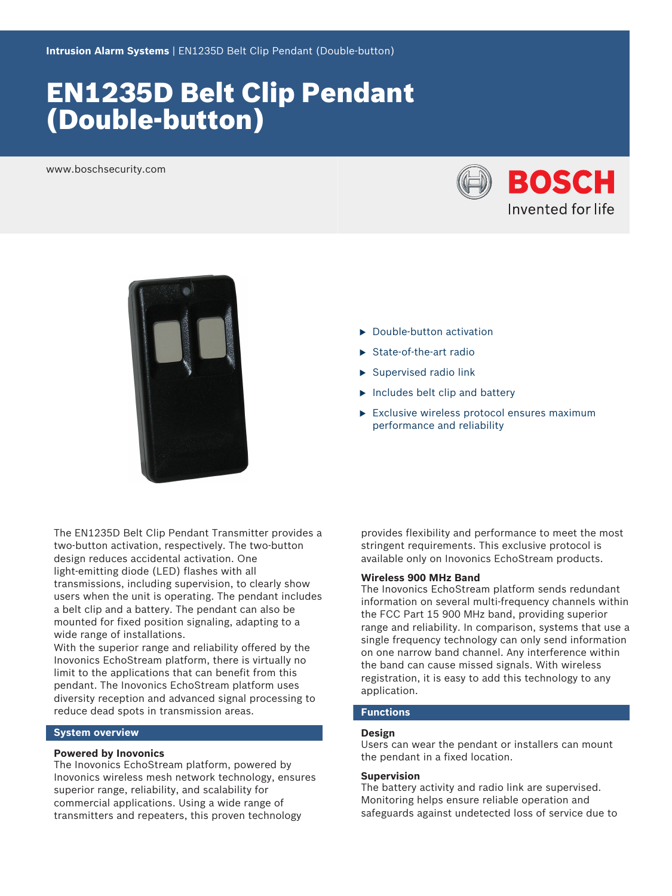Intrusion Alarm Systems | EN1235D Belt Clip Pendant (Double-button)

# EN1235D Belt Clip Pendant (Double-button)

www.boschsecurity.com

- Double-button activation
- State-of-the-art radio
- Supervised radio link
- Includes belt clip and battery
- Exclusive wireless protocol ensures maximum performance and reliability

The EN1235D Belt Clip Pendant Transmitter provides a two-button activation, respectively. The two-button design reduces accidental activation. One light-emitting diode (LED) flashes with all transmissions, including supervision, to clearly show users when the unit is operating. The pendant includes a belt clip and a battery. The pendant can also be mounted for fixed position signaling, adapting to a wide range of installations.

With the superior range and reliability offered by the Inovonics EchoStream platform, there is virtually no limit to the applications that can benefit from this pendant. The Inovonics EchoStream platform uses diversity reception and advanced signal processing to reduce dead spots in transmission areas.

## System overview

### Powered by Inovonics

The Inovonics EchoStream platform, powered by Inovonics wireless mesh network technology, ensures superior range, reliability, and scalability for commercial applications. Using a wide range of transmitters and repeaters, this proven technology provides flexibility and performance to meet the most stringent requirements. This exclusive protocol is available only on Inovonics EchoStream products.

### Wireless 900 MHz Band

The Inovonics EchoStream platform sends redundant information on several multi-frequency channels within the FCC Part 15 900 MHz band, providing superior range and reliability. In comparison, systems that use a single frequency technology can only send information on one narrow band channel. Any interference within the band can cause missed signals. With wireless registration, it is easy to add this technology to any application.

## Functions

### Design

Users can wear the pendant or installers can mount the pendant in a fixed location.

### Supervision

The battery activity and radio link are supervised. Monitoring helps ensure reliable operation and safeguards against undetected loss of service due to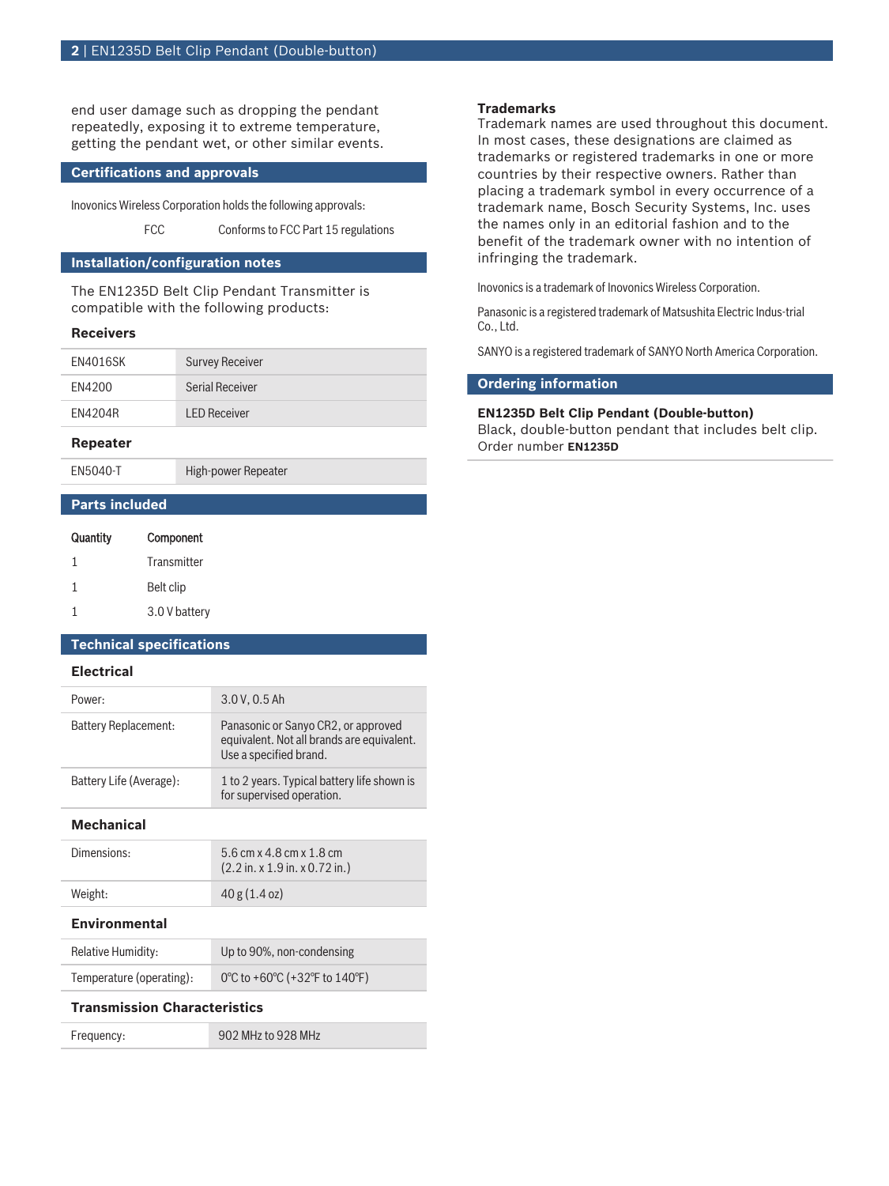end user damage such as dropping the pendant repeatedly, exposing it to extreme temperature, getting the pendant wet, or other similar events.

## Certifications and approvals

Inovonics Wireless Corporation holds the following approvals:

| | |
|---|---|
| FCC | Conforms to FCC Part 15 regulations |

## Installation/configuration notes

The EN1235D Belt Clip Pendant Transmitter is compatible with the following products:

### Receivers

| | |
|---|---|
| EN4016SK | Survey Receiver |
| EN4200 | Serial Receiver |
| EN4204R | LED Receiver |

### Repeater

| | |
|---|---|
| EN5040-T | High-power Repeater |

## Parts included

| Quantity | Component |
|---|---|
| 1 | Transmitter |
| 1 | Belt clip |
| 1 | 3.0 V battery |

## Technical specifications

### Electrical

| | |
|---|---|
| Power: | 3.0 V, 0.5 Ah |
| Battery Replacement: | Panasonic or Sanyo CR2, or approved equivalent. Not all brands are equivalent. Use a specified brand. |
| Battery Life (Average): | 1 to 2 years. Typical battery life shown is for supervised operation. |

### Mechanical

| | |
|---|---|
| Dimensions: | 5.6 cm x 4.8 cm x 1.8 cm (2.2 in. x 1.9 in. x 0.72 in.) |
| Weight: | 40 g (1.4 oz) |

### Environmental

| | |
|---|---|
| Relative Humidity: | Up to 90%, non-condensing |
| Temperature (operating): | 0°C to +60°C (+32°F to 140°F) |

### Transmission Characteristics

| | |
|---|---|
| Frequency: | 902 MHz to 928 MHz |

### Trademarks

Trademark names are used throughout this document. In most cases, these designations are claimed as trademarks or registered trademarks in one or more countries by their respective owners. Rather than placing a trademark symbol in every occurrence of a trademark name, Bosch Security Systems, Inc. uses the names only in an editorial fashion and to the benefit of the trademark owner with no intention of infringing the trademark.

Inovonics is a trademark of Inovonics Wireless Corporation.

Panasonic is a registered trademark of Matsushita Electric Indus-trial Co., Ltd.

SANYO is a registered trademark of SANYO North America Corporation.

## Ordering information

**EN1235D Belt Clip Pendant (Double-button)**
Black, double-button pendant that includes belt clip.
Order number **EN1235D**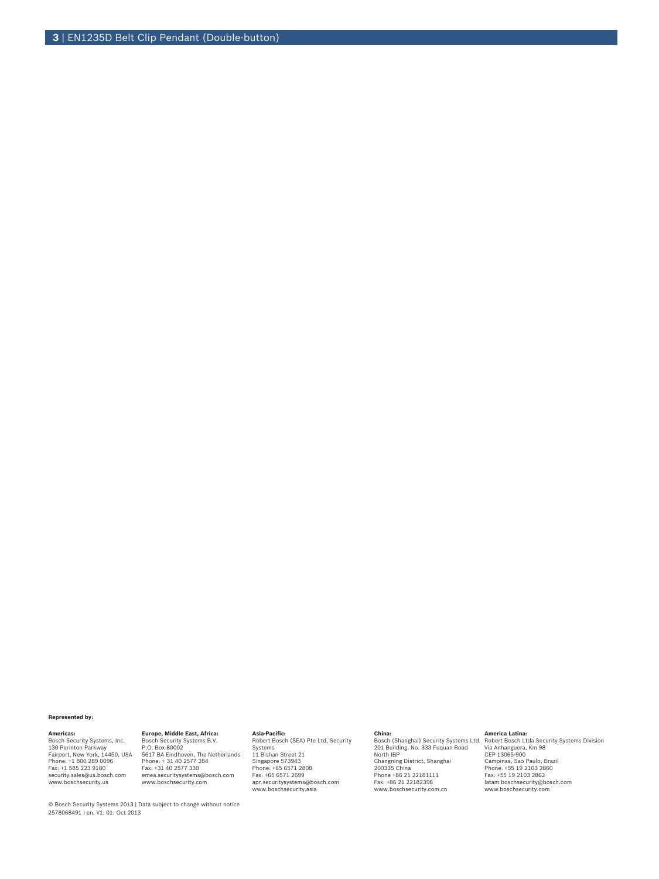**Represented by:**

**Americas:**
Bosch Security Systems, Inc.
130 Perinton Parkway
Fairport, New York, 14450, USA
Phone: +1 800 289 0096
Fax: +1 585 223 9180
security.sales@us.bosch.com
www.boschsecurity.us

**Europe, Middle East, Africa:**
Bosch Security Systems B.V.
P.O. Box 80002
5617 BA Eindhoven, The Netherlands
Phone: + 31 40 2577 284
Fax: +31 40 2577 330
emea.securitysystems@bosch.com
www.boschsecurity.com

**Asia-Pacific:**
Robert Bosch (SEA) Pte Ltd, Security Systems
11 Bishan Street 21
Singapore 573943
Phone: +65 6571 2808
Fax: +65 6571 2699
apr.securitysystems@bosch.com
www.boschsecurity.asia

**China:**
Bosch (Shanghai) Security Systems Ltd.
201 Building, No. 333 Fuquan Road
North IBP
Changning District, Shanghai
200335 China
Phone +86 21 22181111
Fax: +86 21 22182398
www.boschsecurity.com.cn

**America Latina:**
Robert Bosch Ltda Security Systems Division
Via Anhanguera, Km 98
CEP 13065-900
Campinas, Sao Paulo, Brazil
Phone: +55 19 2103 2860
Fax: +55 19 2103 2862
latam.boschsecurity@bosch.com
www.boschsecurity.com

© Bosch Security Systems 2013 | Data subject to change without notice
2578068491 | en, V1, 01. Oct 2013